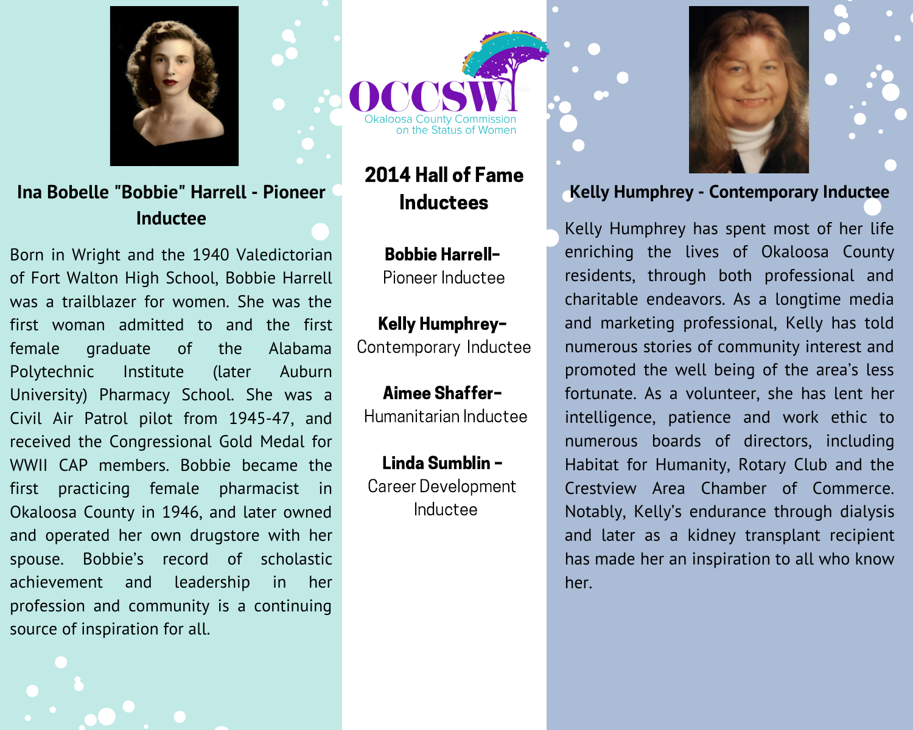OCCSW
Okaloosa County Commission on the Status of Women

# 2014 Hall of Fame Inductees

**Bobbie Harrell-** Pioneer Inductee

**Kelly Humphrey-** Contemporary Inductee

**Aimee Shaffer-** Humanitarian Inductee

**Linda Sumblin –** Career Development Inductee

## Ina Bobelle "Bobbie" Harrell - Pioneer Inductee

Born in Wright and the 1940 Valedictorian of Fort Walton High School, Bobbie Harrell was a trailblazer for women. She was the first woman admitted to and the first female graduate of the Alabama Polytechnic Institute (later Auburn University) Pharmacy School. She was a Civil Air Patrol pilot from 1945-47, and received the Congressional Gold Medal for WWII CAP members. Bobbie became the first practicing female pharmacist in Okaloosa County in 1946, and later owned and operated her own drugstore with her spouse. Bobbie's record of scholastic achievement and leadership in her profession and community is a continuing source of inspiration for all.

## Kelly Humphrey - Contemporary Inductee

Kelly Humphrey has spent most of her life enriching the lives of Okaloosa County residents, through both professional and charitable endeavors. As a longtime media and marketing professional, Kelly has told numerous stories of community interest and promoted the well being of the area's less fortunate. As a volunteer, she has lent her intelligence, patience and work ethic to numerous boards of directors, including Habitat for Humanity, Rotary Club and the Crestview Area Chamber of Commerce. Notably, Kelly's endurance through dialysis and later as a kidney transplant recipient has made her an inspiration to all who know her.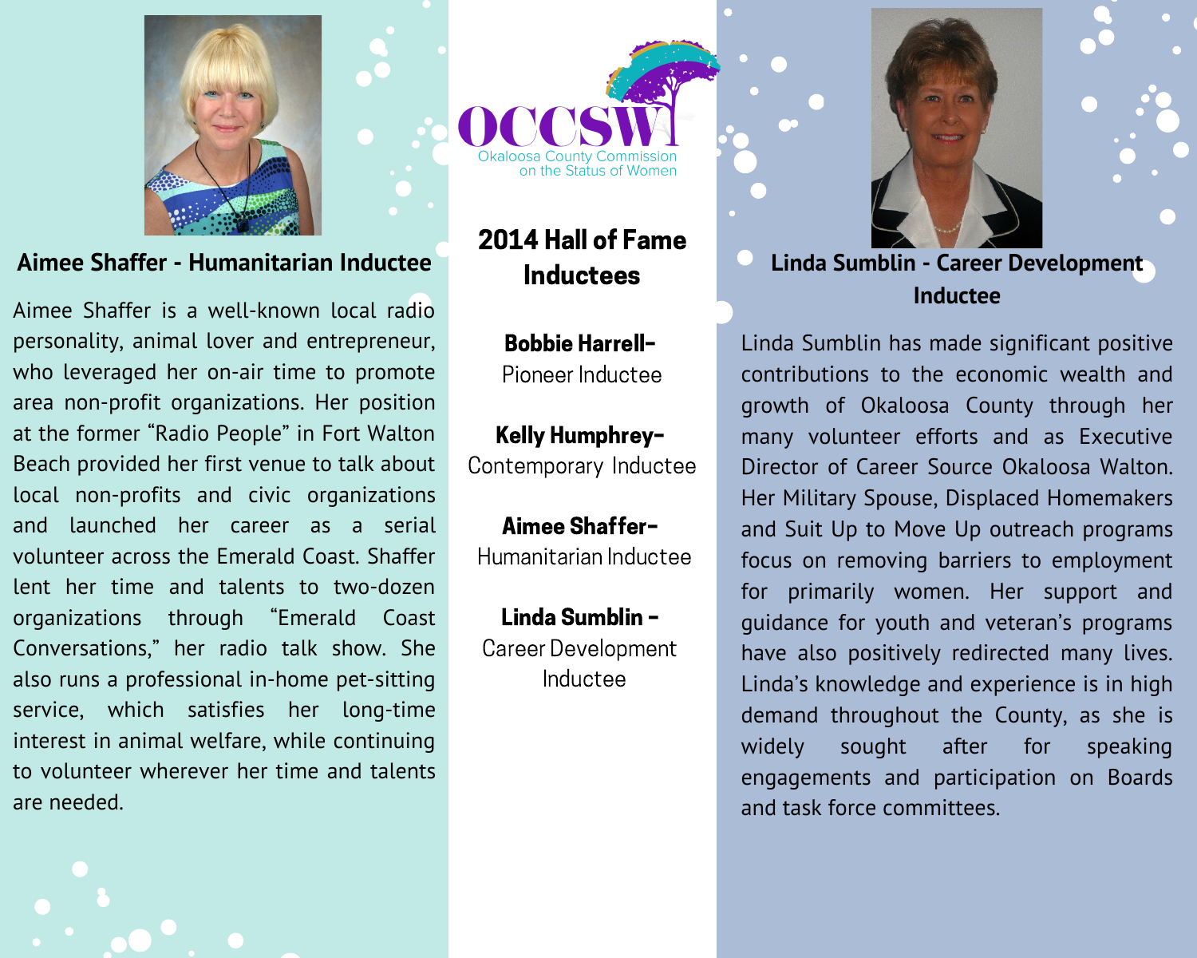# OCCSW

Okaloosa County Commission on the Status of Women

## 2014 Hall of Fame Inductees

**Bobbie Harrell-** Pioneer Inductee

**Kelly Humphrey-** Contemporary Inductee

**Aimee Shaffer-** Humanitarian Inductee

**Linda Sumblin -** Career Development Inductee

### Aimee Shaffer - Humanitarian Inductee

Aimee Shaffer is a well-known local radio personality, animal lover and entrepreneur, who leveraged her on-air time to promote area non-profit organizations. Her position at the former "Radio People" in Fort Walton Beach provided her first venue to talk about local non-profits and civic organizations and launched her career as a serial volunteer across the Emerald Coast. Shaffer lent her time and talents to two-dozen organizations through "Emerald Coast Conversations," her radio talk show. She also runs a professional in-home pet-sitting service, which satisfies her long-time interest in animal welfare, while continuing to volunteer wherever her time and talents are needed.

### Linda Sumblin - Career Development Inductee

Linda Sumblin has made significant positive contributions to the economic wealth and growth of Okaloosa County through her many volunteer efforts and as Executive Director of Career Source Okaloosa Walton. Her Military Spouse, Displaced Homemakers and Suit Up to Move Up outreach programs focus on removing barriers to employment for primarily women. Her support and guidance for youth and veteran's programs have also positively redirected many lives. Linda's knowledge and experience is in high demand throughout the County, as she is widely sought after for speaking engagements and participation on Boards and task force committees.